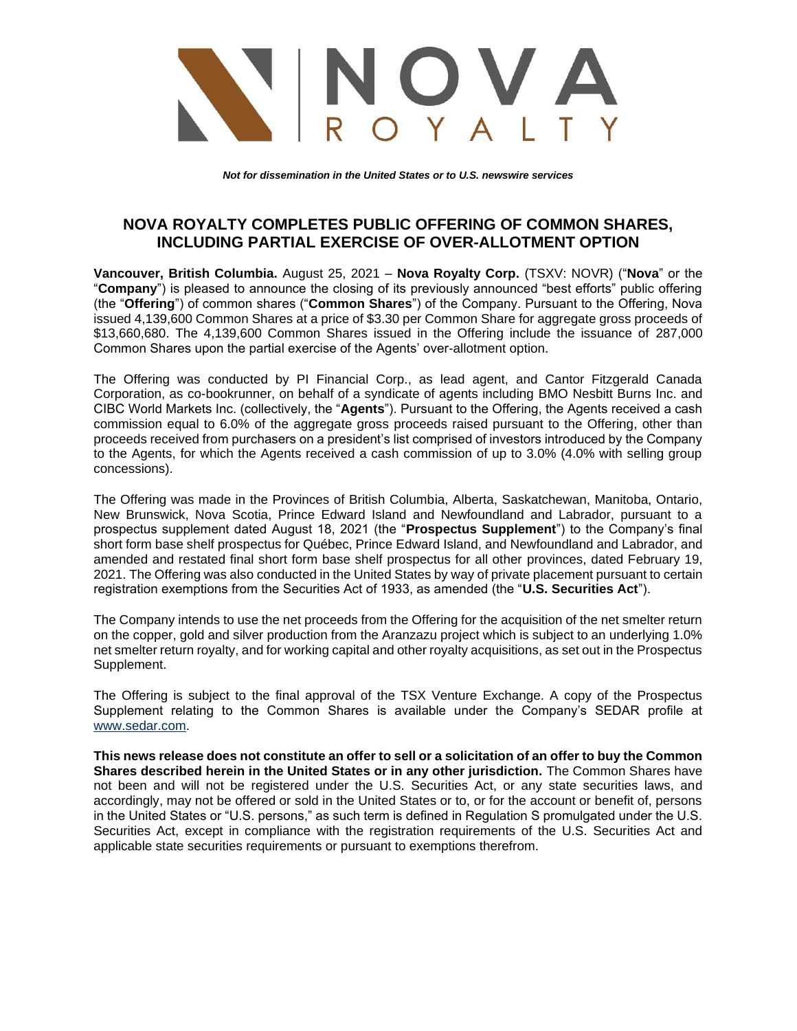NOVA ROYALTY

***Not for dissemination in the United States or to U.S. newswire services***

# NOVA ROYALTY COMPLETES PUBLIC OFFERING OF COMMON SHARES, INCLUDING PARTIAL EXERCISE OF OVER-ALLOTMENT OPTION

**Vancouver, British Columbia.** August 25, 2021 – **Nova Royalty Corp.** (TSXV: NOVR) ("**Nova**" or the "**Company**") is pleased to announce the closing of its previously announced "best efforts" public offering (the "**Offering**") of common shares ("**Common Shares**") of the Company. Pursuant to the Offering, Nova issued 4,139,600 Common Shares at a price of $3.30 per Common Share for aggregate gross proceeds of $13,660,680. The 4,139,600 Common Shares issued in the Offering include the issuance of 287,000 Common Shares upon the partial exercise of the Agents' over-allotment option.

The Offering was conducted by PI Financial Corp., as lead agent, and Cantor Fitzgerald Canada Corporation, as co-bookrunner, on behalf of a syndicate of agents including BMO Nesbitt Burns Inc. and CIBC World Markets Inc. (collectively, the "**Agents**"). Pursuant to the Offering, the Agents received a cash commission equal to 6.0% of the aggregate gross proceeds raised pursuant to the Offering, other than proceeds received from purchasers on a president's list comprised of investors introduced by the Company to the Agents, for which the Agents received a cash commission of up to 3.0% (4.0% with selling group concessions).

The Offering was made in the Provinces of British Columbia, Alberta, Saskatchewan, Manitoba, Ontario, New Brunswick, Nova Scotia, Prince Edward Island and Newfoundland and Labrador, pursuant to a prospectus supplement dated August 18, 2021 (the "**Prospectus Supplement**") to the Company's final short form base shelf prospectus for Québec, Prince Edward Island, and Newfoundland and Labrador, and amended and restated final short form base shelf prospectus for all other provinces, dated February 19, 2021. The Offering was also conducted in the United States by way of private placement pursuant to certain registration exemptions from the Securities Act of 1933, as amended (the "**U.S. Securities Act**").

The Company intends to use the net proceeds from the Offering for the acquisition of the net smelter return on the copper, gold and silver production from the Aranzazu project which is subject to an underlying 1.0% net smelter return royalty, and for working capital and other royalty acquisitions, as set out in the Prospectus Supplement.

The Offering is subject to the final approval of the TSX Venture Exchange. A copy of the Prospectus Supplement relating to the Common Shares is available under the Company's SEDAR profile at [www.sedar.com](www.sedar.com).

**This news release does not constitute an offer to sell or a solicitation of an offer to buy the Common Shares described herein in the United States or in any other jurisdiction.** The Common Shares have not been and will not be registered under the U.S. Securities Act, or any state securities laws, and accordingly, may not be offered or sold in the United States or to, or for the account or benefit of, persons in the United States or "U.S. persons," as such term is defined in Regulation S promulgated under the U.S. Securities Act, except in compliance with the registration requirements of the U.S. Securities Act and applicable state securities requirements or pursuant to exemptions therefrom.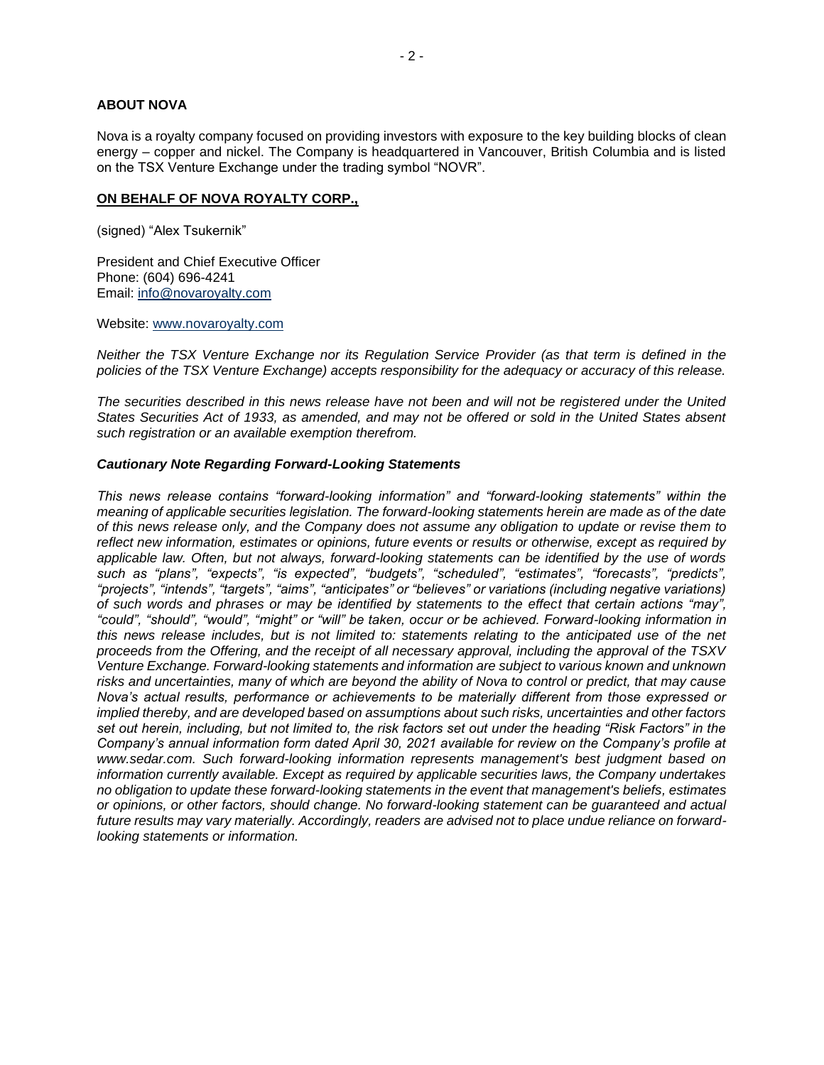## ABOUT NOVA

Nova is a royalty company focused on providing investors with exposure to the key building blocks of clean energy – copper and nickel. The Company is headquartered in Vancouver, British Columbia and is listed on the TSX Venture Exchange under the trading symbol "NOVR".

**ON BEHALF OF NOVA ROYALTY CORP.,**

(signed) "Alex Tsukernik"

President and Chief Executive Officer
Phone: (604) 696-4241
Email: info@novaroyalty.com

Website: www.novaroyalty.com

*Neither the TSX Venture Exchange nor its Regulation Service Provider (as that term is defined in the policies of the TSX Venture Exchange) accepts responsibility for the adequacy or accuracy of this release.*

*The securities described in this news release have not been and will not be registered under the United States Securities Act of 1933, as amended, and may not be offered or sold in the United States absent such registration or an available exemption therefrom.*

### *Cautionary Note Regarding Forward-Looking Statements*

*This news release contains "forward-looking information" and "forward-looking statements" within the meaning of applicable securities legislation. The forward-looking statements herein are made as of the date of this news release only, and the Company does not assume any obligation to update or revise them to reflect new information, estimates or opinions, future events or results or otherwise, except as required by applicable law. Often, but not always, forward-looking statements can be identified by the use of words such as "plans", "expects", "is expected", "budgets", "scheduled", "estimates", "forecasts", "predicts", "projects", "intends", "targets", "aims", "anticipates" or "believes" or variations (including negative variations) of such words and phrases or may be identified by statements to the effect that certain actions "may", "could", "should", "would", "might" or "will" be taken, occur or be achieved. Forward-looking information in this news release includes, but is not limited to: statements relating to the anticipated use of the net proceeds from the Offering, and the receipt of all necessary approval, including the approval of the TSXV Venture Exchange. Forward-looking statements and information are subject to various known and unknown risks and uncertainties, many of which are beyond the ability of Nova to control or predict, that may cause Nova's actual results, performance or achievements to be materially different from those expressed or implied thereby, and are developed based on assumptions about such risks, uncertainties and other factors set out herein, including, but not limited to, the risk factors set out under the heading "Risk Factors" in the Company's annual information form dated April 30, 2021 available for review on the Company's profile at www.sedar.com. Such forward-looking information represents management's best judgment based on information currently available. Except as required by applicable securities laws, the Company undertakes no obligation to update these forward-looking statements in the event that management's beliefs, estimates or opinions, or other factors, should change. No forward-looking statement can be guaranteed and actual future results may vary materially. Accordingly, readers are advised not to place undue reliance on forward-looking statements or information.*